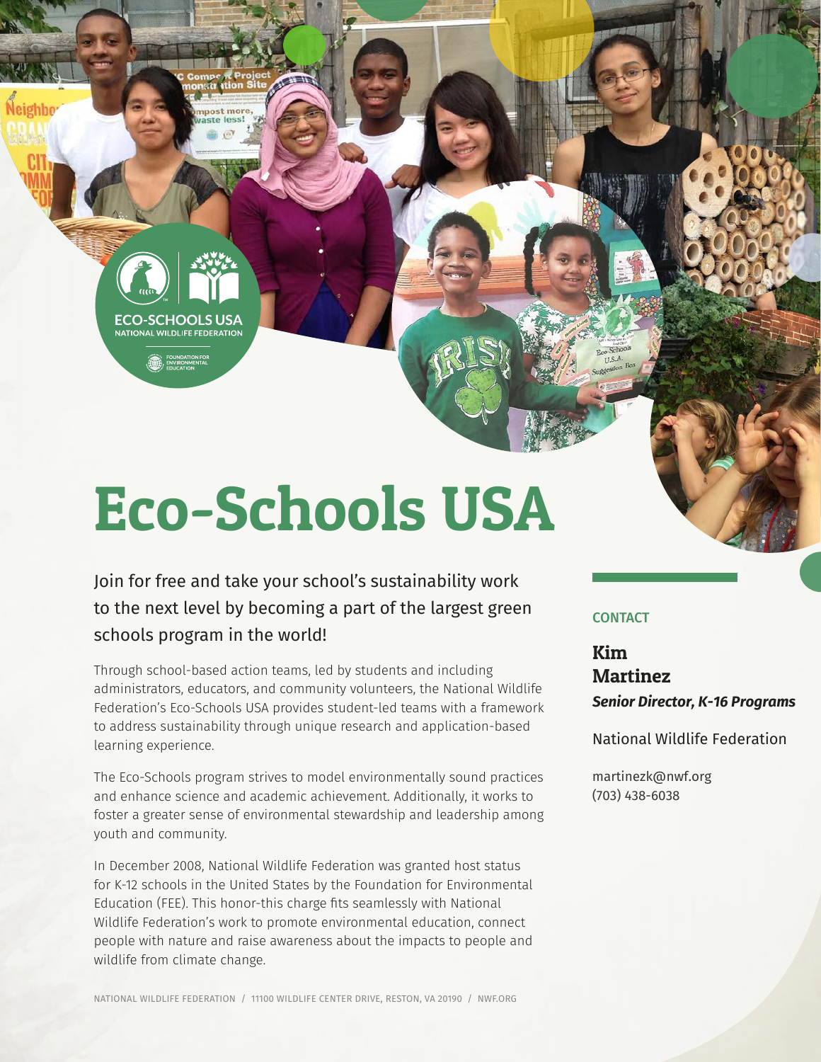# Eco-Schools USA

Join for free and take your school's sustainability work to the next level by becoming a part of the largest green schools program in the world!

Through school-based action teams, led by students and including administrators, educators, and community volunteers, the National Wildlife Federation's Eco-Schools USA provides student-led teams with a framework to address sustainability through unique research and application-based learning experience.

The Eco-Schools program strives to model environmentally sound practices and enhance science and academic achievement. Additionally, it works to foster a greater sense of environmental stewardship and leadership among youth and community.

In December 2008, National Wildlife Federation was granted host status for K-12 schools in the United States by the Foundation for Environmental Education (FEE). This honor-this charge fits seamlessly with National Wildlife Federation's work to promote environmental education, connect people with nature and raise awareness about the impacts to people and wildlife from climate change.

## CONTACT

**Kim Martinez**

***Senior Director, K-16 Programs***

National Wildlife Federation

martinezk@nwf.org
(703) 438-6038

NATIONAL WILDLIFE FEDERATION / 11100 WILDLIFE CENTER DRIVE, RESTON, VA 20190 / NWF.ORG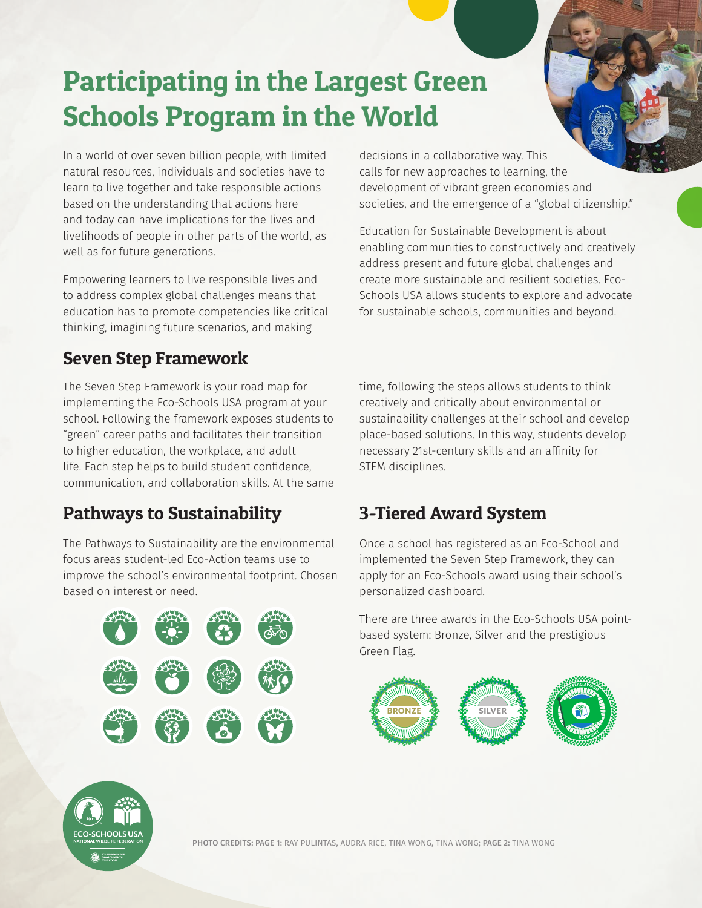# Participating in the Largest Green Schools Program in the World

In a world of over seven billion people, with limited natural resources, individuals and societies have to learn to live together and take responsible actions based on the understanding that actions here and today can have implications for the lives and livelihoods of people in other parts of the world, as well as for future generations.

Empowering learners to live responsible lives and to address complex global challenges means that education has to promote competencies like critical thinking, imagining future scenarios, and making decisions in a collaborative way. This calls for new approaches to learning, the development of vibrant green economies and societies, and the emergence of a "global citizenship."

Education for Sustainable Development is about enabling communities to constructively and creatively address present and future global challenges and create more sustainable and resilient societies. Eco-Schools USA allows students to explore and advocate for sustainable schools, communities and beyond.

## Seven Step Framework

The Seven Step Framework is your road map for implementing the Eco-Schools USA program at your school. Following the framework exposes students to "green" career paths and facilitates their transition to higher education, the workplace, and adult life. Each step helps to build student confidence, communication, and collaboration skills. At the same time, following the steps allows students to think creatively and critically about environmental or sustainability challenges at their school and develop place-based solutions. In this way, students develop necessary 21st-century skills and an affinity for STEM disciplines.

## Pathways to Sustainability

The Pathways to Sustainability are the environmental focus areas student-led Eco-Action teams use to improve the school's environmental footprint. Chosen based on interest or need.

## 3-Tiered Award System

Once a school has registered as an Eco-School and implemented the Seven Step Framework, they can apply for an Eco-Schools award using their school's personalized dashboard.

There are three awards in the Eco-Schools USA point-based system: Bronze, Silver and the prestigious Green Flag.

BRONZE

SILVER

GREEN FLAG AWARD RECIPIENT

ECO-SCHOOLS USA
NATIONAL WILDLIFE FEDERATION

**PHOTO CREDITS: PAGE 1:** RAY PULINTAS, AUDRA RICE, TINA WONG, TINA WONG; **PAGE 2:** TINA WONG